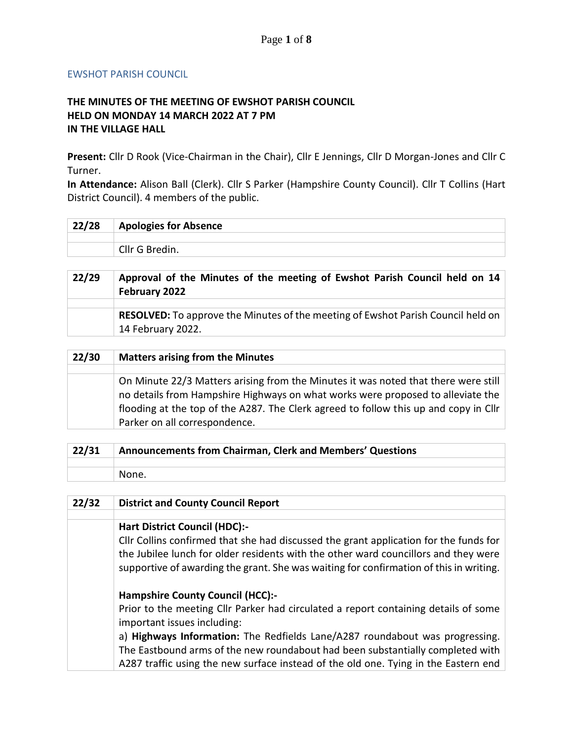EWSHOT PARISH COUNCIL

# THE MINUTES OF THE MEETING OF EWSHOT PARISH COUNCIL HELD ON MONDAY 14 MARCH 2022 AT 7 PM IN THE VILLAGE HALL

**Present:** Cllr D Rook (Vice-Chairman in the Chair), Cllr E Jennings, Cllr D Morgan-Jones and Cllr C Turner.

**In Attendance:** Alison Ball (Clerk). Cllr S Parker (Hampshire County Council). Cllr T Collins (Hart District Council). 4 members of the public.

| 22/28 | **Apologies for Absence** |
|---|---|
| | |
| | Cllr G Bredin. |

| 22/29 | **Approval of the Minutes of the meeting of Ewshot Parish Council held on 14 February 2022** |
|---|---|
| | |
| | **RESOLVED:** To approve the Minutes of the meeting of Ewshot Parish Council held on 14 February 2022. |

| 22/30 | **Matters arising from the Minutes** |
|---|---|
| | |
| | On Minute 22/3 Matters arising from the Minutes it was noted that there were still no details from Hampshire Highways on what works were proposed to alleviate the flooding at the top of the A287. The Clerk agreed to follow this up and copy in Cllr Parker on all correspondence. |

| 22/31 | **Announcements from Chairman, Clerk and Members' Questions** |
|---|---|
| | |
| | None. |

| 22/32 | **District and County Council Report** |
|---|---|
| | |
| | **Hart District Council (HDC):-**<br>Cllr Collins confirmed that she had discussed the grant application for the funds for the Jubilee lunch for older residents with the other ward councillors and they were supportive of awarding the grant. She was waiting for confirmation of this in writing.<br><br>**Hampshire County Council (HCC):-**<br>Prior to the meeting Cllr Parker had circulated a report containing details of some important issues including:<br>a) **Highways Information:** The Redfields Lane/A287 roundabout was progressing. The Eastbound arms of the new roundabout had been substantially completed with A287 traffic using the new surface instead of the old one. Tying in the Eastern end |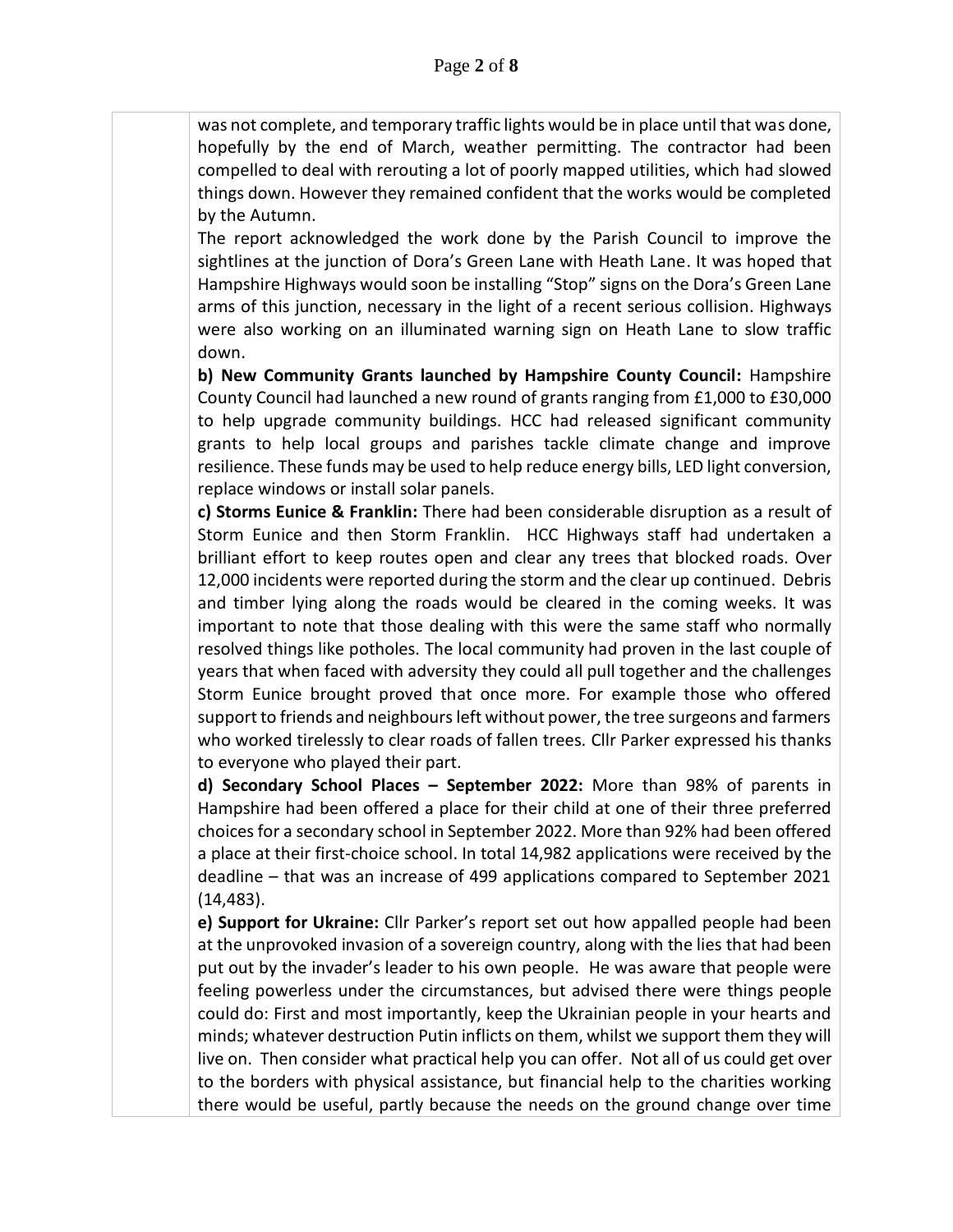was not complete, and temporary traffic lights would be in place until that was done, hopefully by the end of March, weather permitting. The contractor had been compelled to deal with rerouting a lot of poorly mapped utilities, which had slowed things down. However they remained confident that the works would be completed by the Autumn.

The report acknowledged the work done by the Parish Council to improve the sightlines at the junction of Dora's Green Lane with Heath Lane. It was hoped that Hampshire Highways would soon be installing "Stop" signs on the Dora's Green Lane arms of this junction, necessary in the light of a recent serious collision. Highways were also working on an illuminated warning sign on Heath Lane to slow traffic down.

**b) New Community Grants launched by Hampshire County Council:** Hampshire County Council had launched a new round of grants ranging from £1,000 to £30,000 to help upgrade community buildings. HCC had released significant community grants to help local groups and parishes tackle climate change and improve resilience. These funds may be used to help reduce energy bills, LED light conversion, replace windows or install solar panels.

**c) Storms Eunice & Franklin:** There had been considerable disruption as a result of Storm Eunice and then Storm Franklin. HCC Highways staff had undertaken a brilliant effort to keep routes open and clear any trees that blocked roads. Over 12,000 incidents were reported during the storm and the clear up continued. Debris and timber lying along the roads would be cleared in the coming weeks. It was important to note that those dealing with this were the same staff who normally resolved things like potholes. The local community had proven in the last couple of years that when faced with adversity they could all pull together and the challenges Storm Eunice brought proved that once more. For example those who offered support to friends and neighbours left without power, the tree surgeons and farmers who worked tirelessly to clear roads of fallen trees. Cllr Parker expressed his thanks to everyone who played their part.

**d) Secondary School Places – September 2022:** More than 98% of parents in Hampshire had been offered a place for their child at one of their three preferred choices for a secondary school in September 2022. More than 92% had been offered a place at their first-choice school. In total 14,982 applications were received by the deadline – that was an increase of 499 applications compared to September 2021 (14,483).

**e) Support for Ukraine:** Cllr Parker's report set out how appalled people had been at the unprovoked invasion of a sovereign country, along with the lies that had been put out by the invader's leader to his own people. He was aware that people were feeling powerless under the circumstances, but advised there were things people could do: First and most importantly, keep the Ukrainian people in your hearts and minds; whatever destruction Putin inflicts on them, whilst we support them they will live on. Then consider what practical help you can offer. Not all of us could get over to the borders with physical assistance, but financial help to the charities working there would be useful, partly because the needs on the ground change over time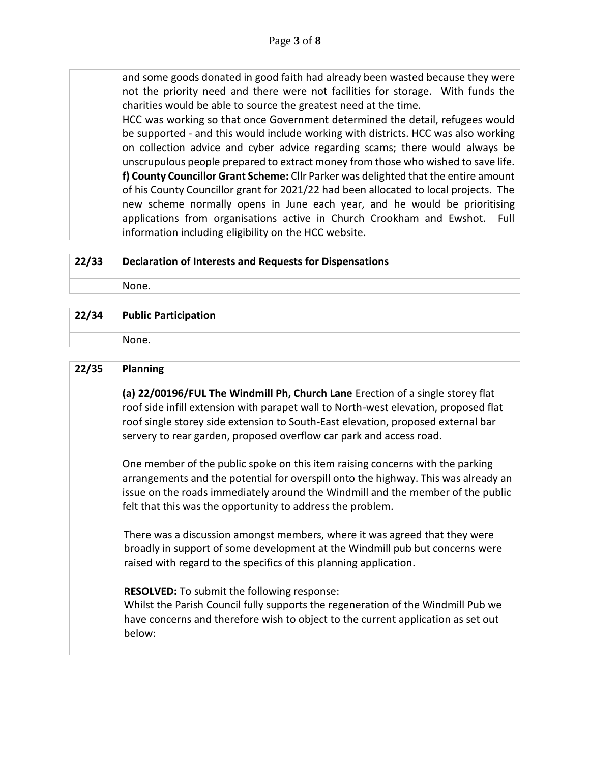and some goods donated in good faith had already been wasted because they were not the priority need and there were not facilities for storage. With funds the charities would be able to source the greatest need at the time.

HCC was working so that once Government determined the detail, refugees would be supported - and this would include working with districts. HCC was also working on collection advice and cyber advice regarding scams; there would always be unscrupulous people prepared to extract money from those who wished to save life.

**f) County Councillor Grant Scheme:** Cllr Parker was delighted that the entire amount of his County Councillor grant for 2021/22 had been allocated to local projects. The new scheme normally opens in June each year, and he would be prioritising applications from organisations active in Church Crookham and Ewshot. Full information including eligibility on the HCC website.

## 22/33 Declaration of Interests and Requests for Dispensations

None.

## 22/34 Public Participation

None.

## 22/35 Planning

**(a) 22/00196/FUL The Windmill Ph, Church Lane** Erection of a single storey flat roof side infill extension with parapet wall to North-west elevation, proposed flat roof single storey side extension to South-East elevation, proposed external bar servery to rear garden, proposed overflow car park and access road.

One member of the public spoke on this item raising concerns with the parking arrangements and the potential for overspill onto the highway. This was already an issue on the roads immediately around the Windmill and the member of the public felt that this was the opportunity to address the problem.

There was a discussion amongst members, where it was agreed that they were broadly in support of some development at the Windmill pub but concerns were raised with regard to the specifics of this planning application.

**RESOLVED:** To submit the following response:
Whilst the Parish Council fully supports the regeneration of the Windmill Pub we have concerns and therefore wish to object to the current application as set out below: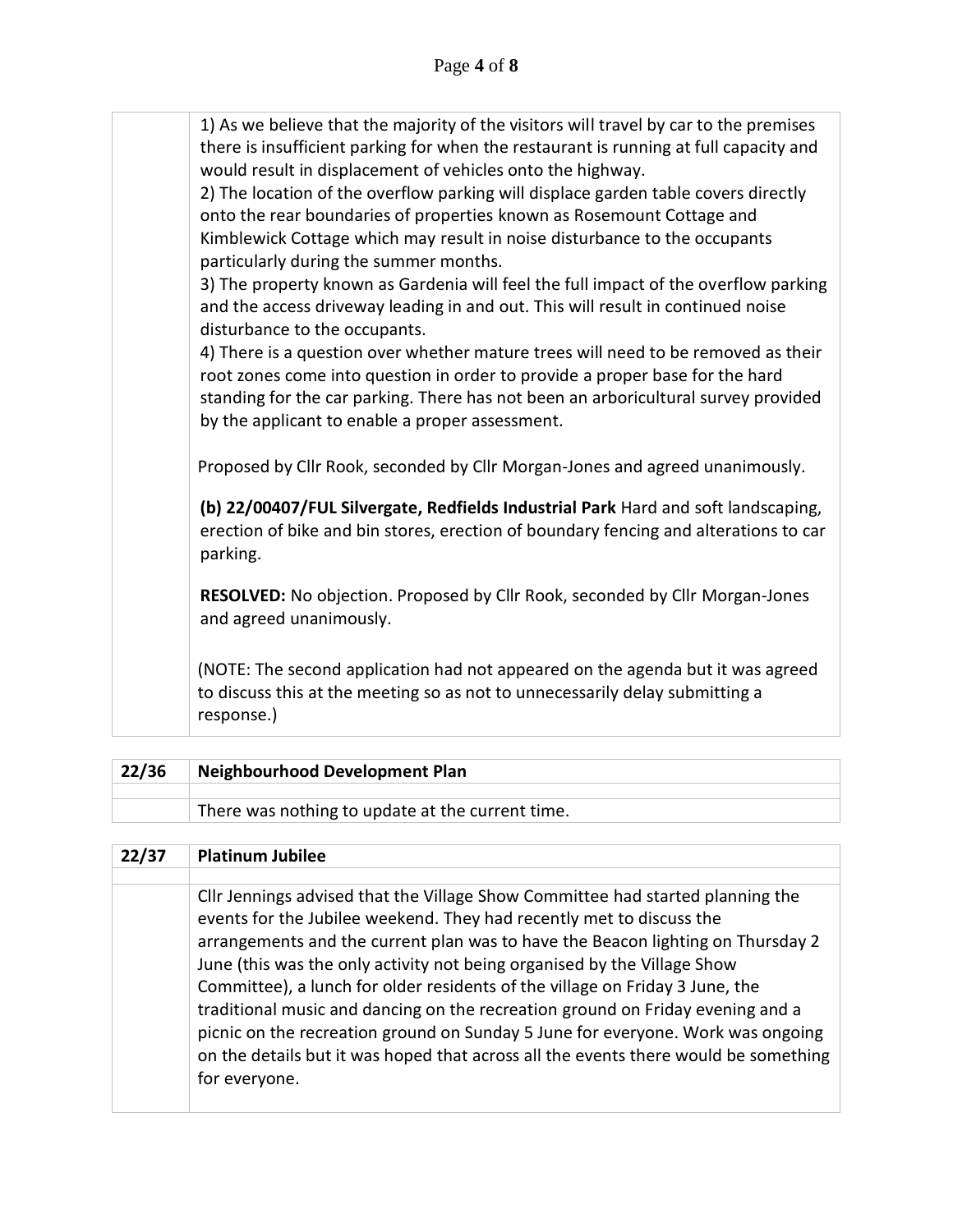| | |
|---|---|
| | 1) As we believe that the majority of the visitors will travel by car to the premises there is insufficient parking for when the restaurant is running at full capacity and would result in displacement of vehicles onto the highway.<br>2) The location of the overflow parking will displace garden table covers directly onto the rear boundaries of properties known as Rosemount Cottage and Kimblewick Cottage which may result in noise disturbance to the occupants particularly during the summer months.<br>3) The property known as Gardenia will feel the full impact of the overflow parking and the access driveway leading in and out. This will result in continued noise disturbance to the occupants.<br>4) There is a question over whether mature trees will need to be removed as their root zones come into question in order to provide a proper base for the hard standing for the car parking. There has not been an arboricultural survey provided by the applicant to enable a proper assessment.<br><br>Proposed by Cllr Rook, seconded by Cllr Morgan-Jones and agreed unanimously.<br><br>**(b) 22/00407/FUL Silvergate, Redfields Industrial Park** Hard and soft landscaping, erection of bike and bin stores, erection of boundary fencing and alterations to car parking.<br><br>**RESOLVED:** No objection. Proposed by Cllr Rook, seconded by Cllr Morgan-Jones and agreed unanimously.<br><br>(NOTE: The second application had not appeared on the agenda but it was agreed to discuss this at the meeting so as not to unnecessarily delay submitting a response.) |

| 22/36 | Neighbourhood Development Plan |
|---|---|
| | |
| | There was nothing to update at the current time. |

| 22/37 | Platinum Jubilee |
|---|---|
| | |
| | Cllr Jennings advised that the Village Show Committee had started planning the events for the Jubilee weekend. They had recently met to discuss the arrangements and the current plan was to have the Beacon lighting on Thursday 2 June (this was the only activity not being organised by the Village Show Committee), a lunch for older residents of the village on Friday 3 June, the traditional music and dancing on the recreation ground on Friday evening and a picnic on the recreation ground on Sunday 5 June for everyone. Work was ongoing on the details but it was hoped that across all the events there would be something for everyone. |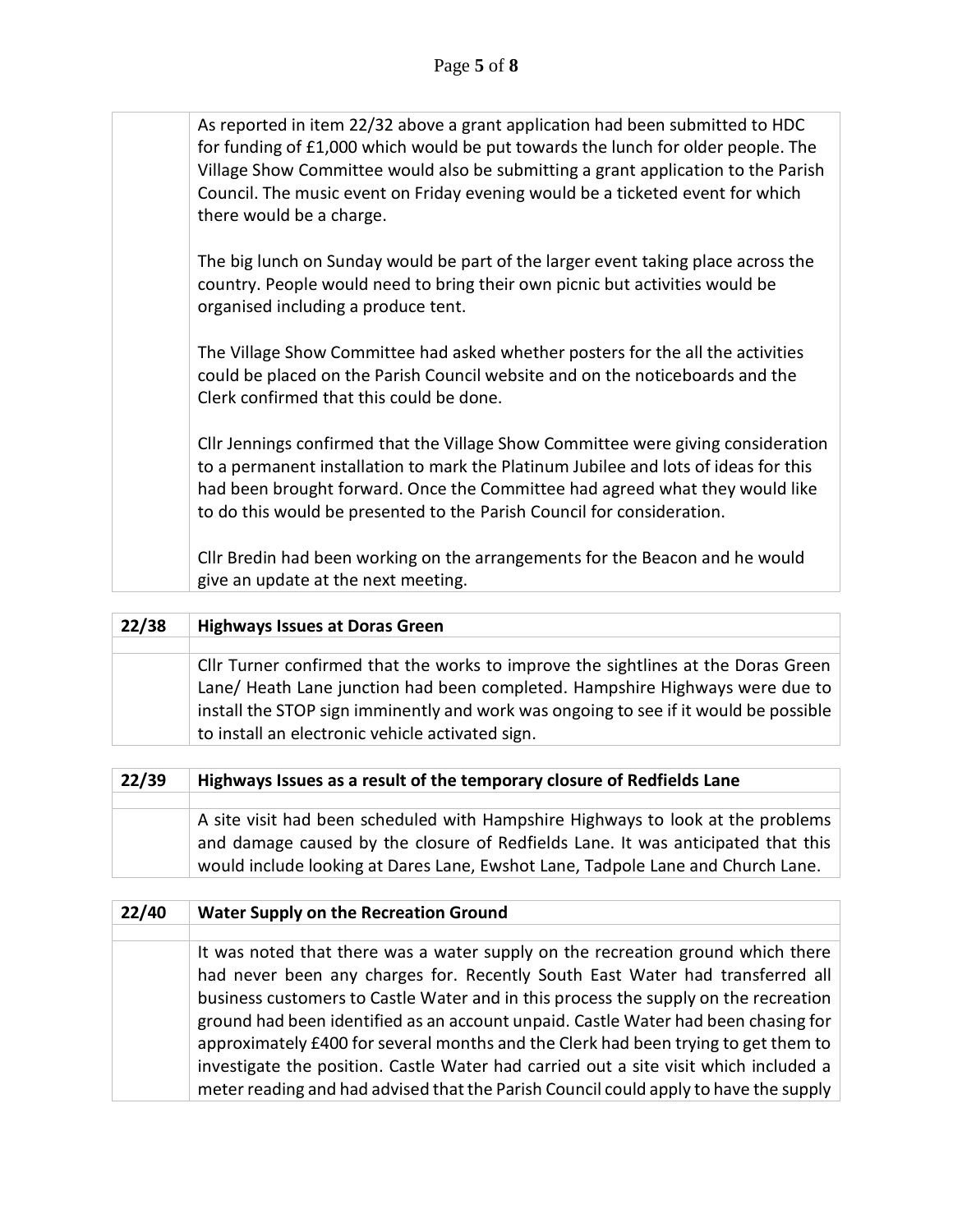| | |
|---|---|
| | As reported in item 22/32 above a grant application had been submitted to HDC for funding of £1,000 which would be put towards the lunch for older people. The Village Show Committee would also be submitting a grant application to the Parish Council. The music event on Friday evening would be a ticketed event for which there would be a charge.<br><br>The big lunch on Sunday would be part of the larger event taking place across the country. People would need to bring their own picnic but activities would be organised including a produce tent.<br><br>The Village Show Committee had asked whether posters for the all the activities could be placed on the Parish Council website and on the noticeboards and the Clerk confirmed that this could be done.<br><br>Cllr Jennings confirmed that the Village Show Committee were giving consideration to a permanent installation to mark the Platinum Jubilee and lots of ideas for this had been brought forward. Once the Committee had agreed what they would like to do this would be presented to the Parish Council for consideration.<br><br>Cllr Bredin had been working on the arrangements for the Beacon and he would give an update at the next meeting. |

| **22/38** | **Highways Issues at Doras Green** |
|---|---|
| | |
| | Cllr Turner confirmed that the works to improve the sightlines at the Doras Green Lane/ Heath Lane junction had been completed. Hampshire Highways were due to install the STOP sign imminently and work was ongoing to see if it would be possible to install an electronic vehicle activated sign. |

| **22/39** | **Highways Issues as a result of the temporary closure of Redfields Lane** |
|---|---|
| | |
| | A site visit had been scheduled with Hampshire Highways to look at the problems and damage caused by the closure of Redfields Lane. It was anticipated that this would include looking at Dares Lane, Ewshot Lane, Tadpole Lane and Church Lane. |

| **22/40** | **Water Supply on the Recreation Ground** |
|---|---|
| | |
| | It was noted that there was a water supply on the recreation ground which there had never been any charges for. Recently South East Water had transferred all business customers to Castle Water and in this process the supply on the recreation ground had been identified as an account unpaid. Castle Water had been chasing for approximately £400 for several months and the Clerk had been trying to get them to investigate the position. Castle Water had carried out a site visit which included a meter reading and had advised that the Parish Council could apply to have the supply |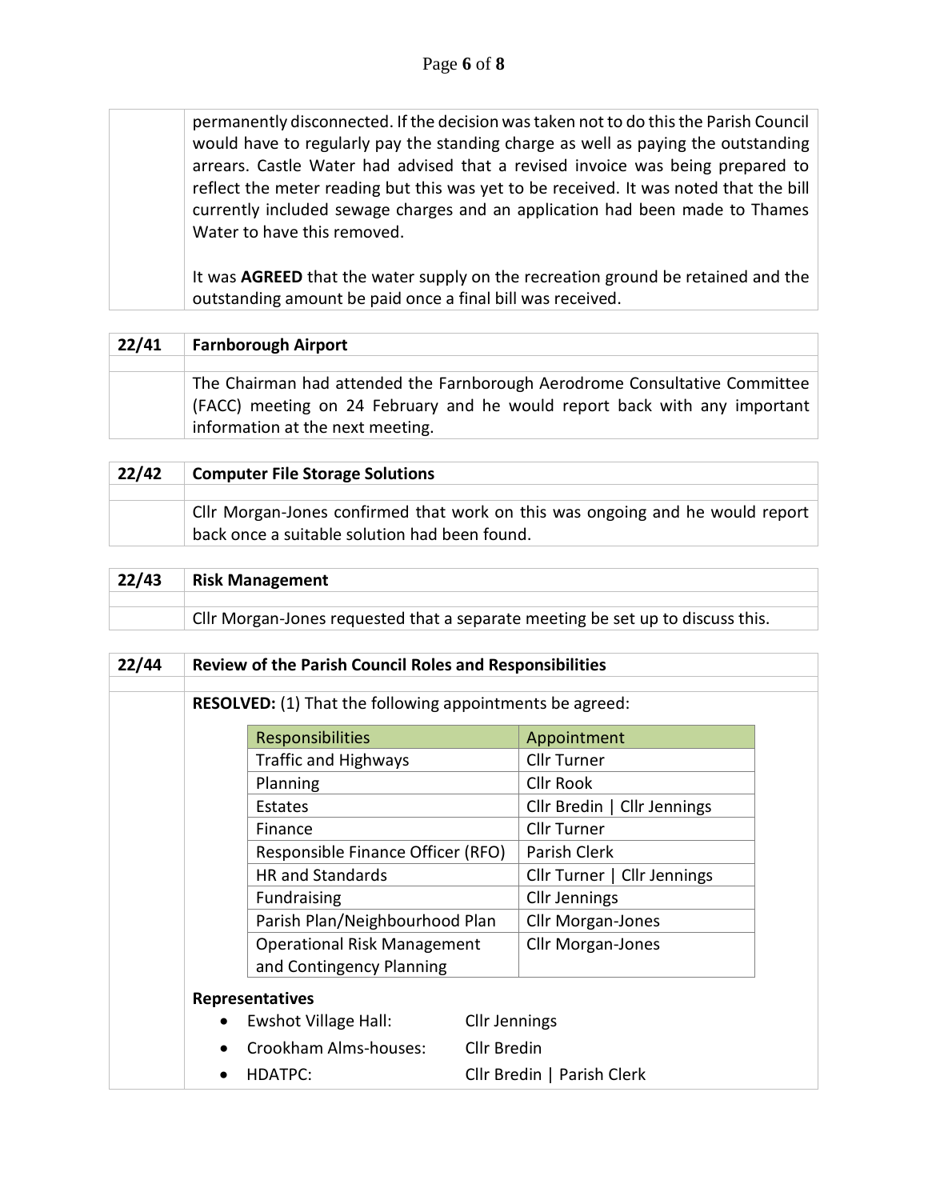permanently disconnected. If the decision was taken not to do this the Parish Council would have to regularly pay the standing charge as well as paying the outstanding arrears. Castle Water had advised that a revised invoice was being prepared to reflect the meter reading but this was yet to be received. It was noted that the bill currently included sewage charges and an application had been made to Thames Water to have this removed.

It was **AGREED** that the water supply on the recreation ground be retained and the outstanding amount be paid once a final bill was received.

## 22/41 Farnborough Airport

The Chairman had attended the Farnborough Aerodrome Consultative Committee (FACC) meeting on 24 February and he would report back with any important information at the next meeting.

## 22/42 Computer File Storage Solutions

Cllr Morgan-Jones confirmed that work on this was ongoing and he would report back once a suitable solution had been found.

## 22/43 Risk Management

Cllr Morgan-Jones requested that a separate meeting be set up to discuss this.

## 22/44 Review of the Parish Council Roles and Responsibilities

**RESOLVED:** (1) That the following appointments be agreed:

| Responsibilities | Appointment |
|---|---|
| Traffic and Highways | Cllr Turner |
| Planning | Cllr Rook |
| Estates | Cllr Bredin \| Cllr Jennings |
| Finance | Cllr Turner |
| Responsible Finance Officer (RFO) | Parish Clerk |
| HR and Standards | Cllr Turner \| Cllr Jennings |
| Fundraising | Cllr Jennings |
| Parish Plan/Neighbourhood Plan | Cllr Morgan-Jones |
| Operational Risk Management and Contingency Planning | Cllr Morgan-Jones |

**Representatives**

- Ewshot Village Hall: Cllr Jennings
- Crookham Alms-houses: Cllr Bredin
- HDATPC: Cllr Bredin | Parish Clerk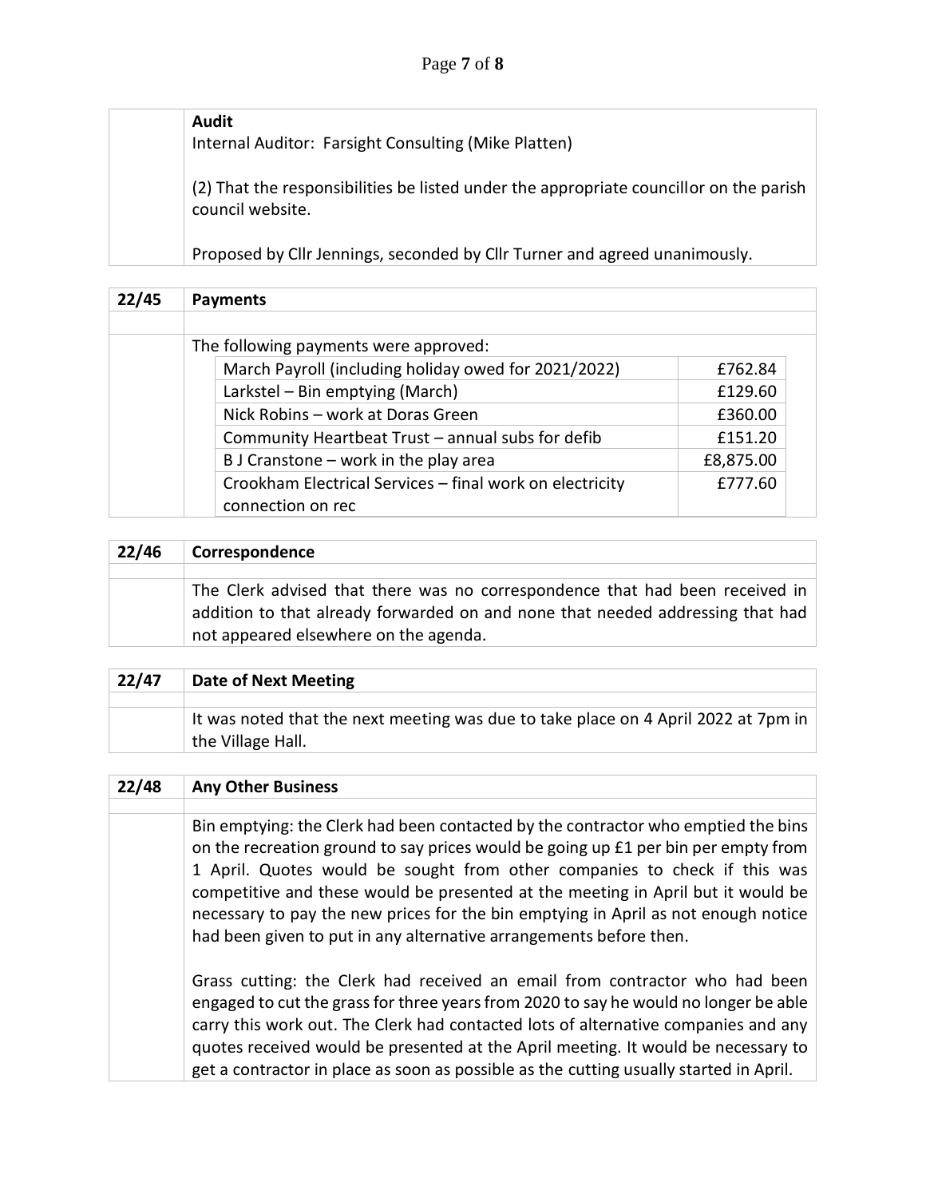**Audit**
Internal Auditor: Farsight Consulting (Mike Platten)

(2) That the responsibilities be listed under the appropriate councillor on the parish council website.

Proposed by Cllr Jennings, seconded by Cllr Turner and agreed unanimously.

## 22/45 Payments

The following payments were approved:

| Payee | Amount |
|---|---|
| March Payroll (including holiday owed for 2021/2022) | £762.84 |
| Larkstel – Bin emptying (March) | £129.60 |
| Nick Robins – work at Doras Green | £360.00 |
| Community Heartbeat Trust – annual subs for defib | £151.20 |
| B J Cranstone – work in the play area | £8,875.00 |
| Crookham Electrical Services – final work on electricity connection on rec | £777.60 |

## 22/46 Correspondence

The Clerk advised that there was no correspondence that had been received in addition to that already forwarded on and none that needed addressing that had not appeared elsewhere on the agenda.

## 22/47 Date of Next Meeting

It was noted that the next meeting was due to take place on 4 April 2022 at 7pm in the Village Hall.

## 22/48 Any Other Business

Bin emptying: the Clerk had been contacted by the contractor who emptied the bins on the recreation ground to say prices would be going up £1 per bin per empty from 1 April. Quotes would be sought from other companies to check if this was competitive and these would be presented at the meeting in April but it would be necessary to pay the new prices for the bin emptying in April as not enough notice had been given to put in any alternative arrangements before then.

Grass cutting: the Clerk had received an email from contractor who had been engaged to cut the grass for three years from 2020 to say he would no longer be able carry this work out. The Clerk had contacted lots of alternative companies and any quotes received would be presented at the April meeting. It would be necessary to get a contractor in place as soon as possible as the cutting usually started in April.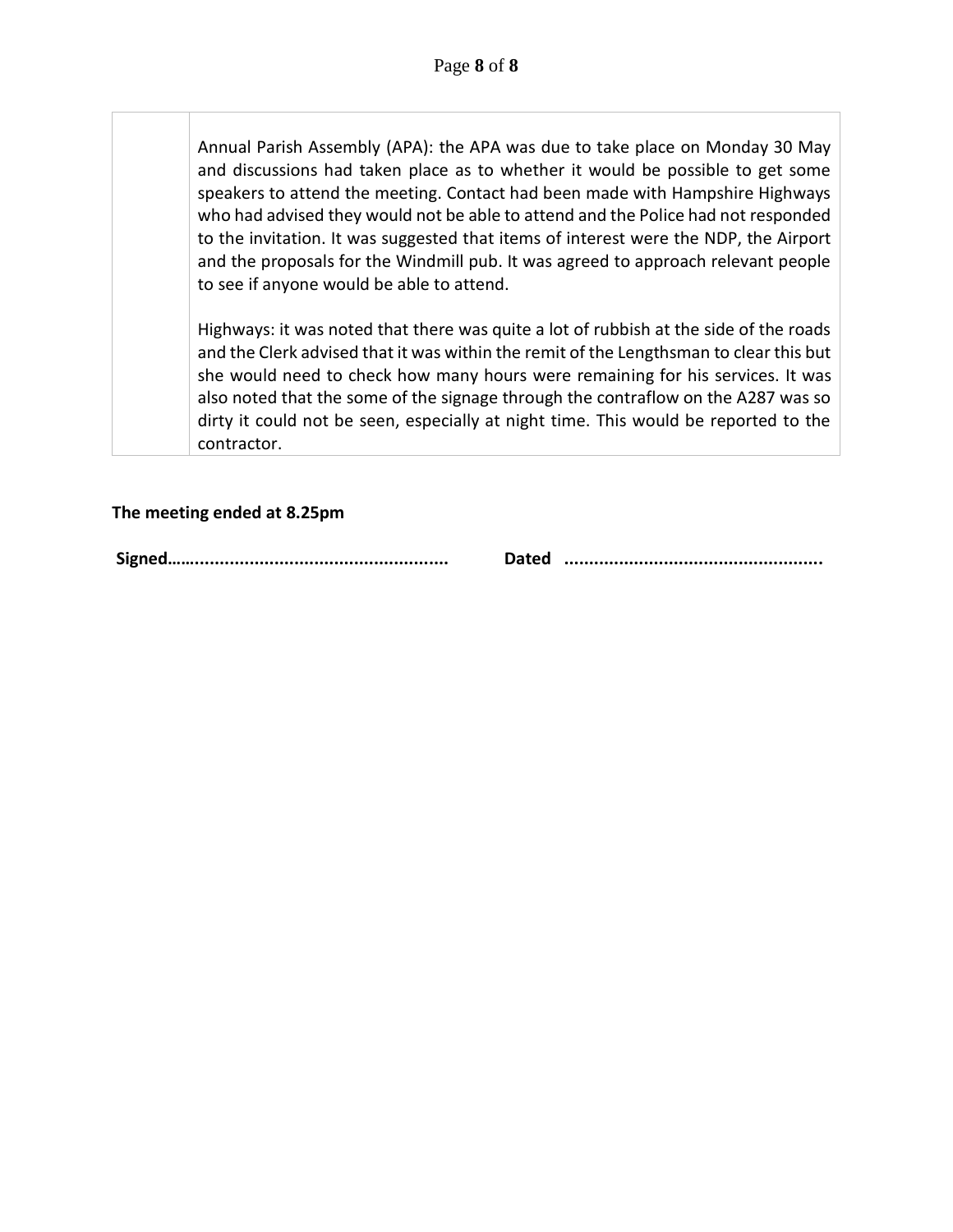| | |
|---|---|
| | Annual Parish Assembly (APA): the APA was due to take place on Monday 30 May and discussions had taken place as to whether it would be possible to get some speakers to attend the meeting. Contact had been made with Hampshire Highways who had advised they would not be able to attend and the Police had not responded to the invitation. It was suggested that items of interest were the NDP, the Airport and the proposals for the Windmill pub. It was agreed to approach relevant people to see if anyone would be able to attend.<br><br>Highways: it was noted that there was quite a lot of rubbish at the side of the roads and the Clerk advised that it was within the remit of the Lengthsman to clear this but she would need to check how many hours were remaining for his services. It was also noted that the some of the signage through the contraflow on the A287 was so dirty it could not be seen, especially at night time. This would be reported to the contractor. |

**The meeting ended at 8.25pm**

**Signed…..................................................** **Dated ..................................................**